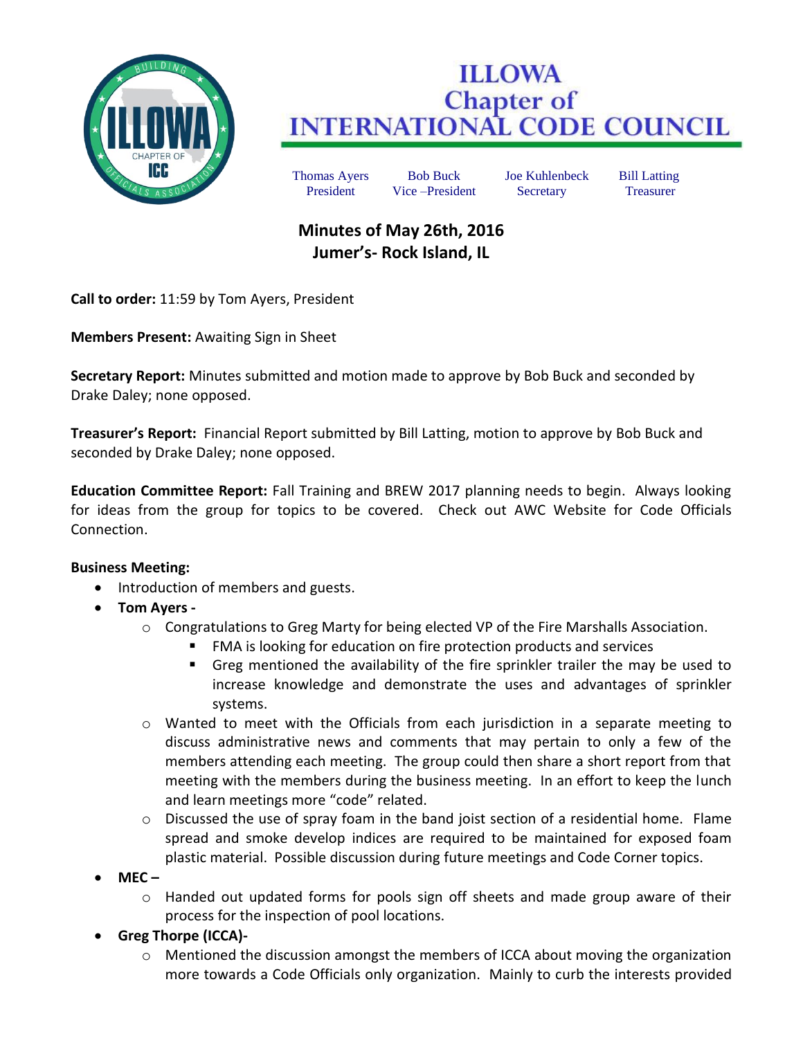# ILLOWA Chapter of INTERNATIONAL CODE COUNCIL

| Thomas Ayers | Bob Buck | Joe Kuhlenbeck | Bill Latting |
|---|---|---|---|
| President | Vice –President | Secretary | Treasurer |

## Minutes of May 26th, 2016
## Jumer's- Rock Island, IL

**Call to order:** 11:59 by Tom Ayers, President

**Members Present:** Awaiting Sign in Sheet

**Secretary Report:** Minutes submitted and motion made to approve by Bob Buck and seconded by Drake Daley; none opposed.

**Treasurer's Report:** Financial Report submitted by Bill Latting, motion to approve by Bob Buck and seconded by Drake Daley; none opposed.

**Education Committee Report:** Fall Training and BREW 2017 planning needs to begin. Always looking for ideas from the group for topics to be covered. Check out AWC Website for Code Officials Connection.

**Business Meeting:**

- Introduction of members and guests.
- **Tom Ayers -**
  - Congratulations to Greg Marty for being elected VP of the Fire Marshalls Association.
    - FMA is looking for education on fire protection products and services
    - Greg mentioned the availability of the fire sprinkler trailer the may be used to increase knowledge and demonstrate the uses and advantages of sprinkler systems.
  - Wanted to meet with the Officials from each jurisdiction in a separate meeting to discuss administrative news and comments that may pertain to only a few of the members attending each meeting. The group could then share a short report from that meeting with the members during the business meeting. In an effort to keep the lunch and learn meetings more "code" related.
  - Discussed the use of spray foam in the band joist section of a residential home. Flame spread and smoke develop indices are required to be maintained for exposed foam plastic material. Possible discussion during future meetings and Code Corner topics.
- **MEC –**
  - Handed out updated forms for pools sign off sheets and made group aware of their process for the inspection of pool locations.
- **Greg Thorpe (ICCA)-**
  - Mentioned the discussion amongst the members of ICCA about moving the organization more towards a Code Officials only organization. Mainly to curb the interests provided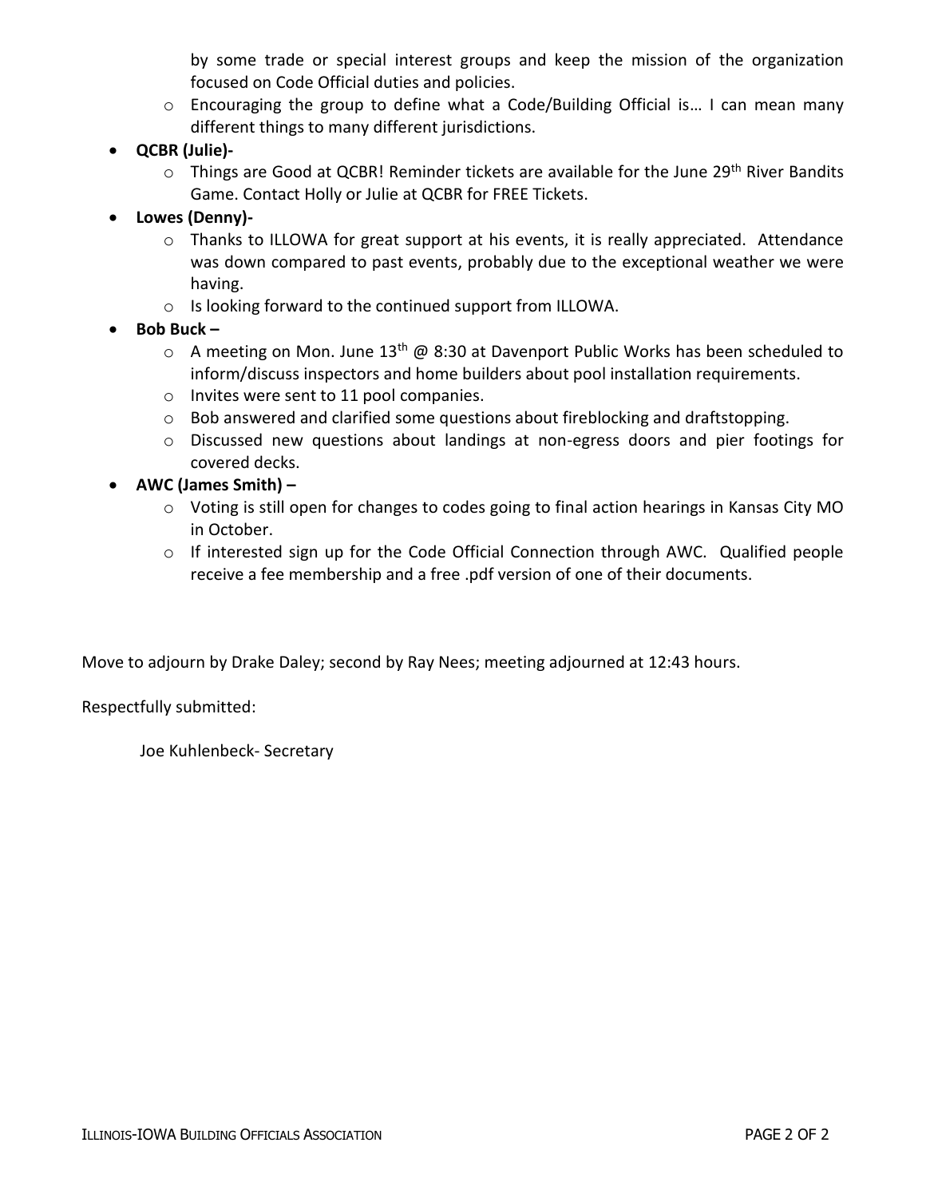by some trade or special interest groups and keep the mission of the organization focused on Code Official duties and policies.
    - Encouraging the group to define what a Code/Building Official is… I can mean many different things to many different jurisdictions.
- **QCBR (Julie)-**
    - Things are Good at QCBR! Reminder tickets are available for the June 29th River Bandits Game. Contact Holly or Julie at QCBR for FREE Tickets.
- **Lowes (Denny)-**
    - Thanks to ILLOWA for great support at his events, it is really appreciated. Attendance was down compared to past events, probably due to the exceptional weather we were having.
    - Is looking forward to the continued support from ILLOWA.
- **Bob Buck –**
    - A meeting on Mon. June 13th @ 8:30 at Davenport Public Works has been scheduled to inform/discuss inspectors and home builders about pool installation requirements.
    - Invites were sent to 11 pool companies.
    - Bob answered and clarified some questions about fireblocking and draftstopping.
    - Discussed new questions about landings at non-egress doors and pier footings for covered decks.
- **AWC (James Smith) –**
    - Voting is still open for changes to codes going to final action hearings in Kansas City MO in October.
    - If interested sign up for the Code Official Connection through AWC. Qualified people receive a fee membership and a free .pdf version of one of their documents.

Move to adjourn by Drake Daley; second by Ray Nees; meeting adjourned at 12:43 hours.

Respectfully submitted:

Joe Kuhlenbeck- Secretary